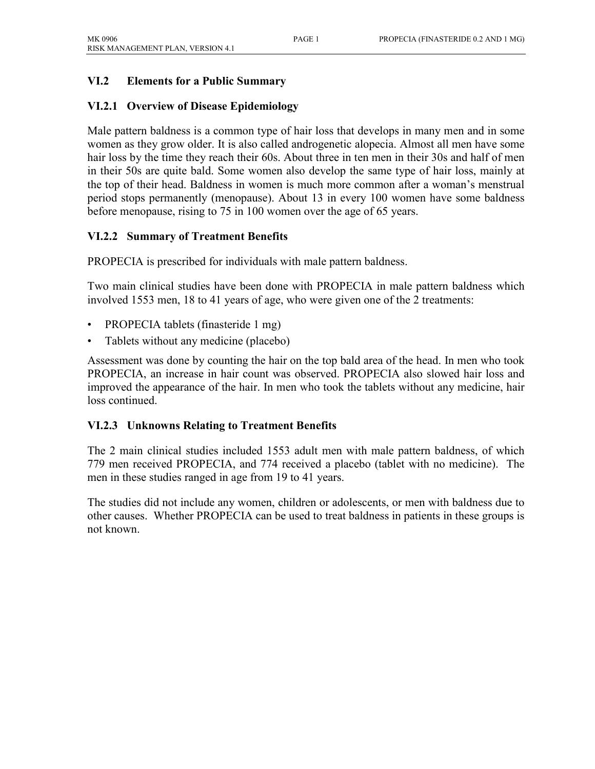## VI.2 Elements for a Public Summary

### VI.2.1 Overview of Disease Epidemiology

Male pattern baldness is a common type of hair loss that develops in many men and in some women as they grow older. It is also called androgenetic alopecia. Almost all men have some hair loss by the time they reach their 60s. About three in ten men in their 30s and half of men in their 50s are quite bald. Some women also develop the same type of hair loss, mainly at the top of their head. Baldness in women is much more common after a woman's menstrual period stops permanently (menopause). About 13 in every 100 women have some baldness before menopause, rising to 75 in 100 women over the age of 65 years.

### VI.2.2 Summary of Treatment Benefits

PROPECIA is prescribed for individuals with male pattern baldness.

Two main clinical studies have been done with PROPECIA in male pattern baldness which involved 1553 men, 18 to 41 years of age, who were given one of the 2 treatments:

- PROPECIA tablets (finasteride 1 mg)
- Tablets without any medicine (placebo)

Assessment was done by counting the hair on the top bald area of the head. In men who took PROPECIA, an increase in hair count was observed. PROPECIA also slowed hair loss and improved the appearance of the hair. In men who took the tablets without any medicine, hair loss continued.

### VI.2.3 Unknowns Relating to Treatment Benefits

The 2 main clinical studies included 1553 adult men with male pattern baldness, of which 779 men received PROPECIA, and 774 received a placebo (tablet with no medicine). The men in these studies ranged in age from 19 to 41 years.

The studies did not include any women, children or adolescents, or men with baldness due to other causes. Whether PROPECIA can be used to treat baldness in patients in these groups is not known.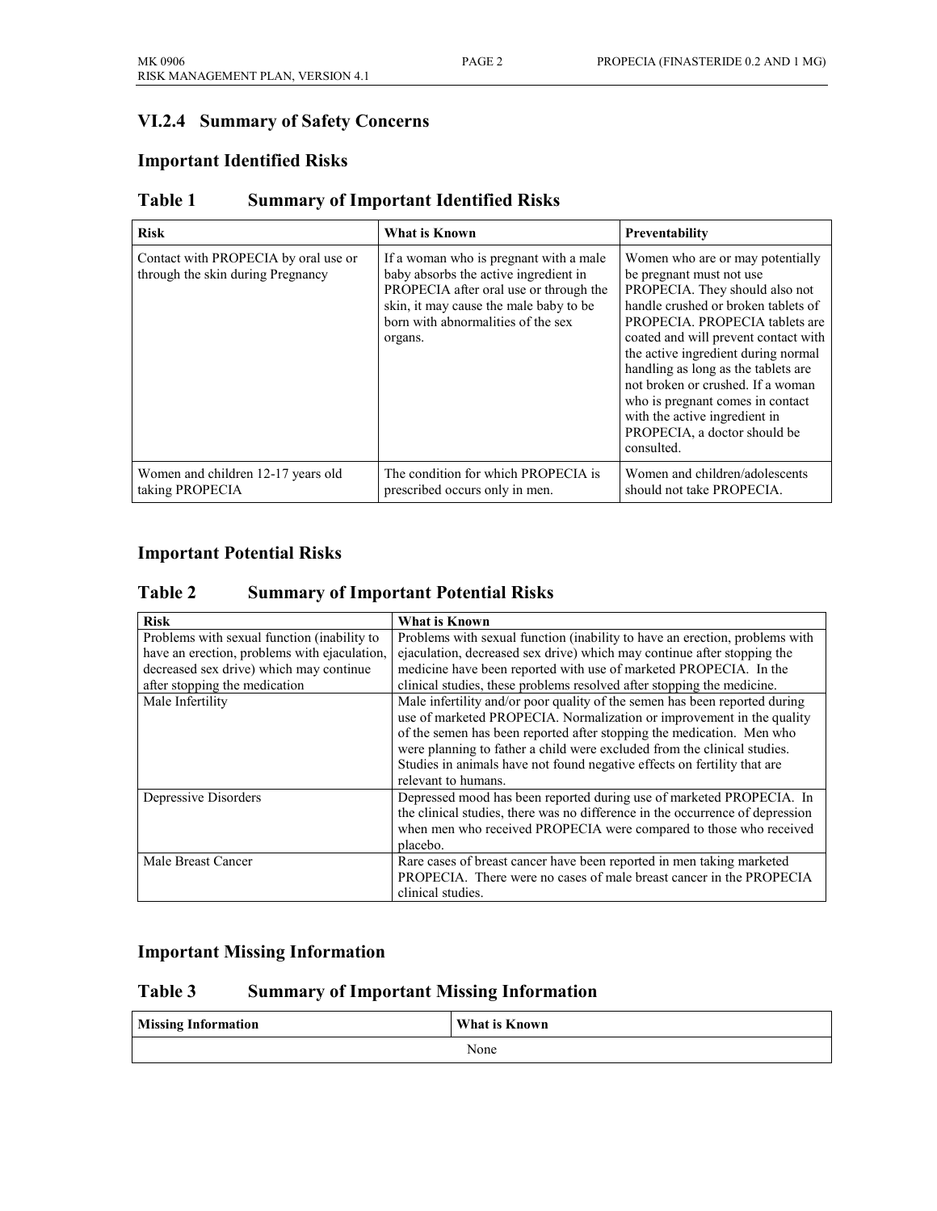## VI.2.4 Summary of Safety Concerns

### Important Identified Risks

### Table 1 Summary of Important Identified Risks

| Risk | What is Known | Preventability |
|---|---|---|
| Contact with PROPECIA by oral use or through the skin during Pregnancy | If a woman who is pregnant with a male baby absorbs the active ingredient in PROPECIA after oral use or through the skin, it may cause the male baby to be born with abnormalities of the sex organs. | Women who are or may potentially be pregnant must not use PROPECIA. They should also not handle crushed or broken tablets of PROPECIA. PROPECIA tablets are coated and will prevent contact with the active ingredient during normal handling as long as the tablets are not broken or crushed. If a woman who is pregnant comes in contact with the active ingredient in PROPECIA, a doctor should be consulted. |
| Women and children 12-17 years old taking PROPECIA | The condition for which PROPECIA is prescribed occurs only in men. | Women and children/adolescents should not take PROPECIA. |

### Important Potential Risks

### Table 2 Summary of Important Potential Risks

| Risk | What is Known |
|---|---|
| Problems with sexual function (inability to have an erection, problems with ejaculation, decreased sex drive) which may continue after stopping the medication | Problems with sexual function (inability to have an erection, problems with ejaculation, decreased sex drive) which may continue after stopping the medicine have been reported with use of marketed PROPECIA. In the clinical studies, these problems resolved after stopping the medicine. |
| Male Infertility | Male infertility and/or poor quality of the semen has been reported during use of marketed PROPECIA. Normalization or improvement in the quality of the semen has been reported after stopping the medication. Men who were planning to father a child were excluded from the clinical studies. Studies in animals have not found negative effects on fertility that are relevant to humans. |
| Depressive Disorders | Depressed mood has been reported during use of marketed PROPECIA. In the clinical studies, there was no difference in the occurrence of depression when men who received PROPECIA were compared to those who received placebo. |
| Male Breast Cancer | Rare cases of breast cancer have been reported in men taking marketed PROPECIA. There were no cases of male breast cancer in the PROPECIA clinical studies. |

### Important Missing Information

### Table 3 Summary of Important Missing Information

| Missing Information | What is Known |
|---|---|
| None | |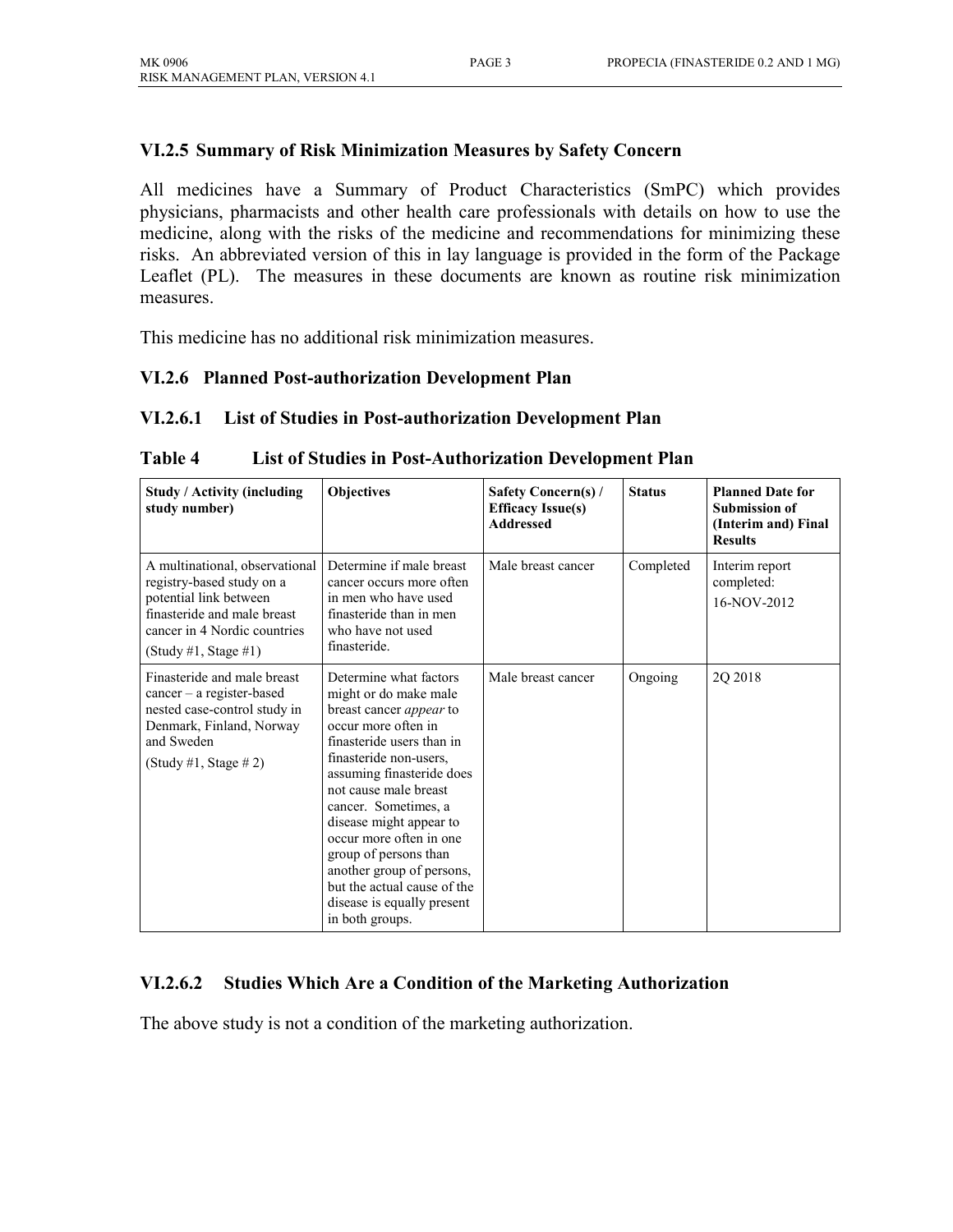### VI.2.5 Summary of Risk Minimization Measures by Safety Concern

All medicines have a Summary of Product Characteristics (SmPC) which provides physicians, pharmacists and other health care professionals with details on how to use the medicine, along with the risks of the medicine and recommendations for minimizing these risks. An abbreviated version of this in lay language is provided in the form of the Package Leaflet (PL). The measures in these documents are known as routine risk minimization measures.

This medicine has no additional risk minimization measures.

### VI.2.6 Planned Post-authorization Development Plan

#### VI.2.6.1 List of Studies in Post-authorization Development Plan

**Table 4 List of Studies in Post-Authorization Development Plan**

| Study / Activity (including study number) | Objectives | Safety Concern(s) / Efficacy Issue(s) Addressed | Status | Planned Date for Submission of (Interim and) Final Results |
|---|---|---|---|---|
| A multinational, observational registry-based study on a potential link between finasteride and male breast cancer in 4 Nordic countries (Study #1, Stage #1) | Determine if male breast cancer occurs more often in men who have used finasteride than in men who have not used finasteride. | Male breast cancer | Completed | Interim report completed: 16-NOV-2012 |
| Finasteride and male breast cancer – a register-based nested case-control study in Denmark, Finland, Norway and Sweden (Study #1, Stage # 2) | Determine what factors might or do make male breast cancer *appear* to occur more often in finasteride users than in finasteride non-users, assuming finasteride does not cause male breast cancer. Sometimes, a disease might appear to occur more often in one group of persons than another group of persons, but the actual cause of the disease is equally present in both groups. | Male breast cancer | Ongoing | 2Q 2018 |

#### VI.2.6.2 Studies Which Are a Condition of the Marketing Authorization

The above study is not a condition of the marketing authorization.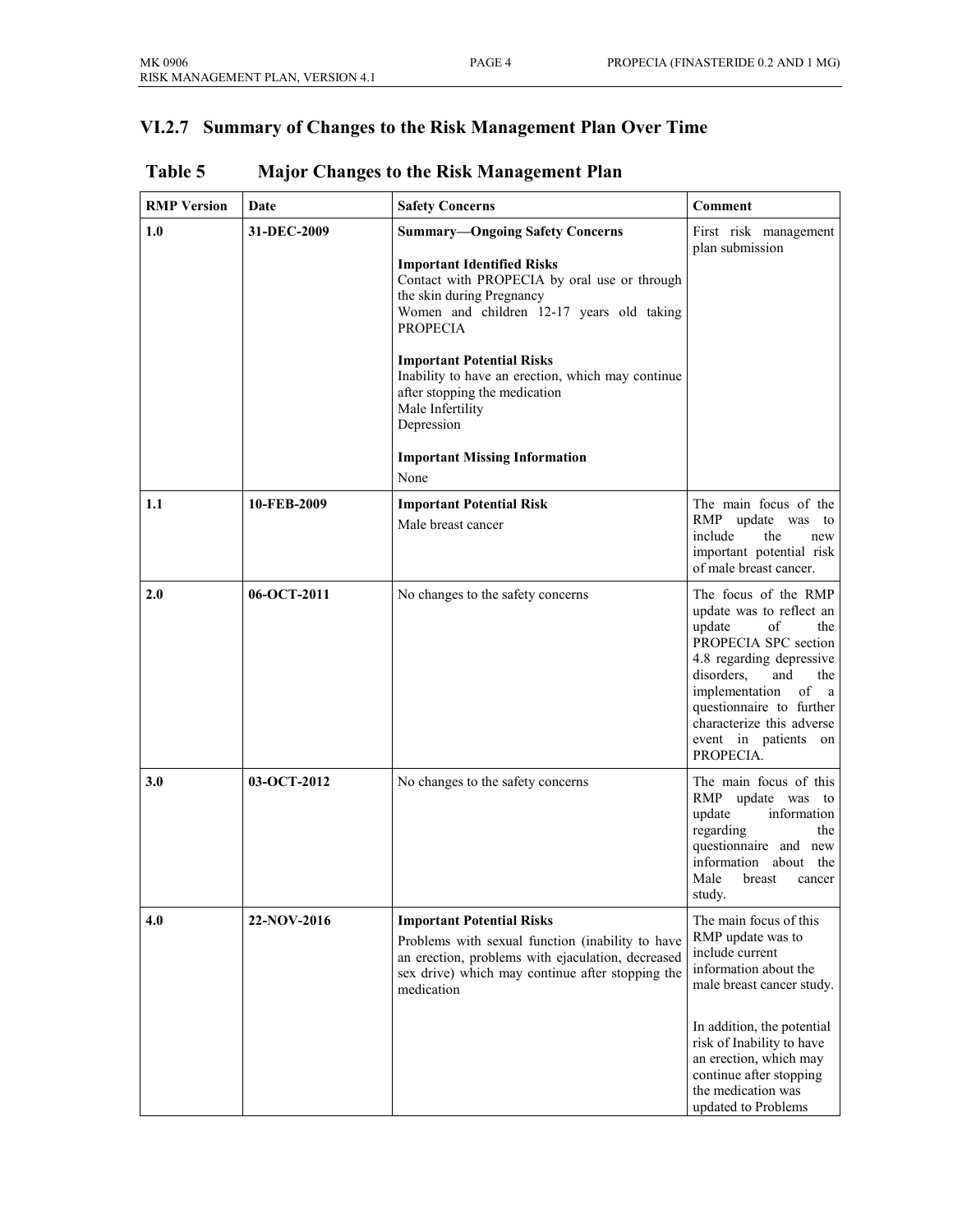## VI.2.7 Summary of Changes to the Risk Management Plan Over Time

### Table 5 Major Changes to the Risk Management Plan

| RMP Version | Date | Safety Concerns | Comment |
|---|---|---|---|
| **1.0** | **31-DEC-2009** | **Summary—Ongoing Safety Concerns**<br><br>**Important Identified Risks**<br>Contact with PROPECIA by oral use or through the skin during Pregnancy<br>Women and children 12-17 years old taking PROPECIA<br><br>**Important Potential Risks**<br>Inability to have an erection, which may continue after stopping the medication<br>Male Infertility<br>Depression<br><br>**Important Missing Information**<br>None | First risk management plan submission |
| **1.1** | **10-FEB-2009** | **Important Potential Risk**<br>Male breast cancer | The main focus of the RMP update was to include the new important potential risk of male breast cancer. |
| **2.0** | **06-OCT-2011** | No changes to the safety concerns | The focus of the RMP update was to reflect an update of the PROPECIA SPC section 4.8 regarding depressive disorders, and the implementation of a questionnaire to further characterize this adverse event in patients on PROPECIA. |
| **3.0** | **03-OCT-2012** | No changes to the safety concerns | The main focus of this RMP update was to update information regarding the questionnaire and new information about the Male breast cancer study. |
| **4.0** | **22-NOV-2016** | **Important Potential Risks**<br>Problems with sexual function (inability to have an erection, problems with ejaculation, decreased sex drive) which may continue after stopping the medication | The main focus of this RMP update was to include current information about the male breast cancer study.<br><br>In addition, the potential risk of Inability to have an erection, which may continue after stopping the medication was updated to Problems |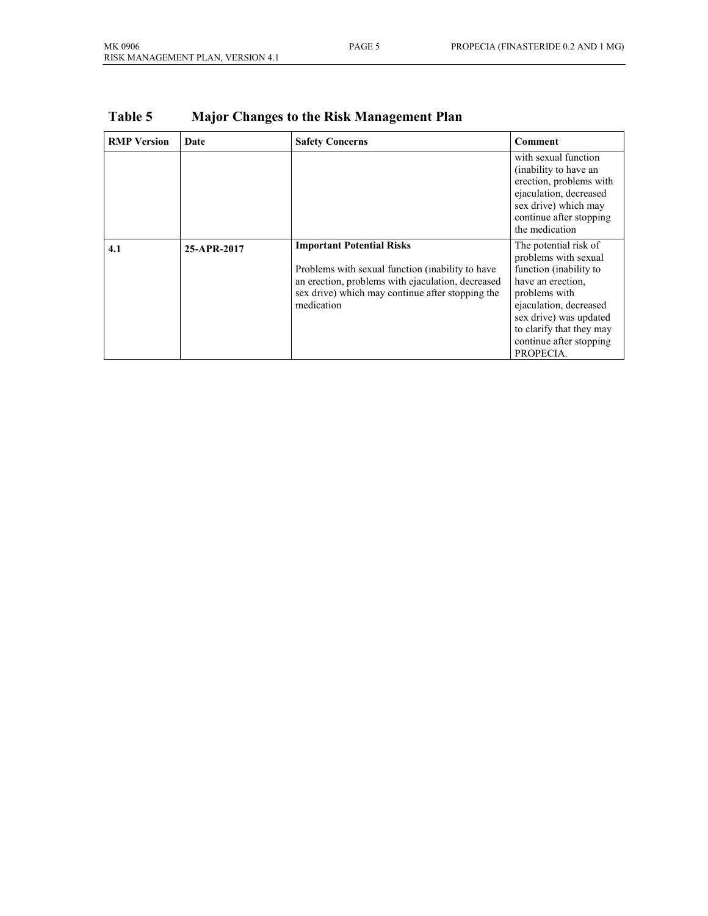## Table 5 Major Changes to the Risk Management Plan

| RMP Version | Date | Safety Concerns | Comment |
|---|---|---|---|
| | | | with sexual function (inability to have an erection, problems with ejaculation, decreased sex drive) which may continue after stopping the medication |
| **4.1** | **25-APR-2017** | **Important Potential Risks**<br><br>Problems with sexual function (inability to have an erection, problems with ejaculation, decreased sex drive) which may continue after stopping the medication | The potential risk of problems with sexual function (inability to have an erection, problems with ejaculation, decreased sex drive) was updated to clarify that they may continue after stopping PROPECIA. |